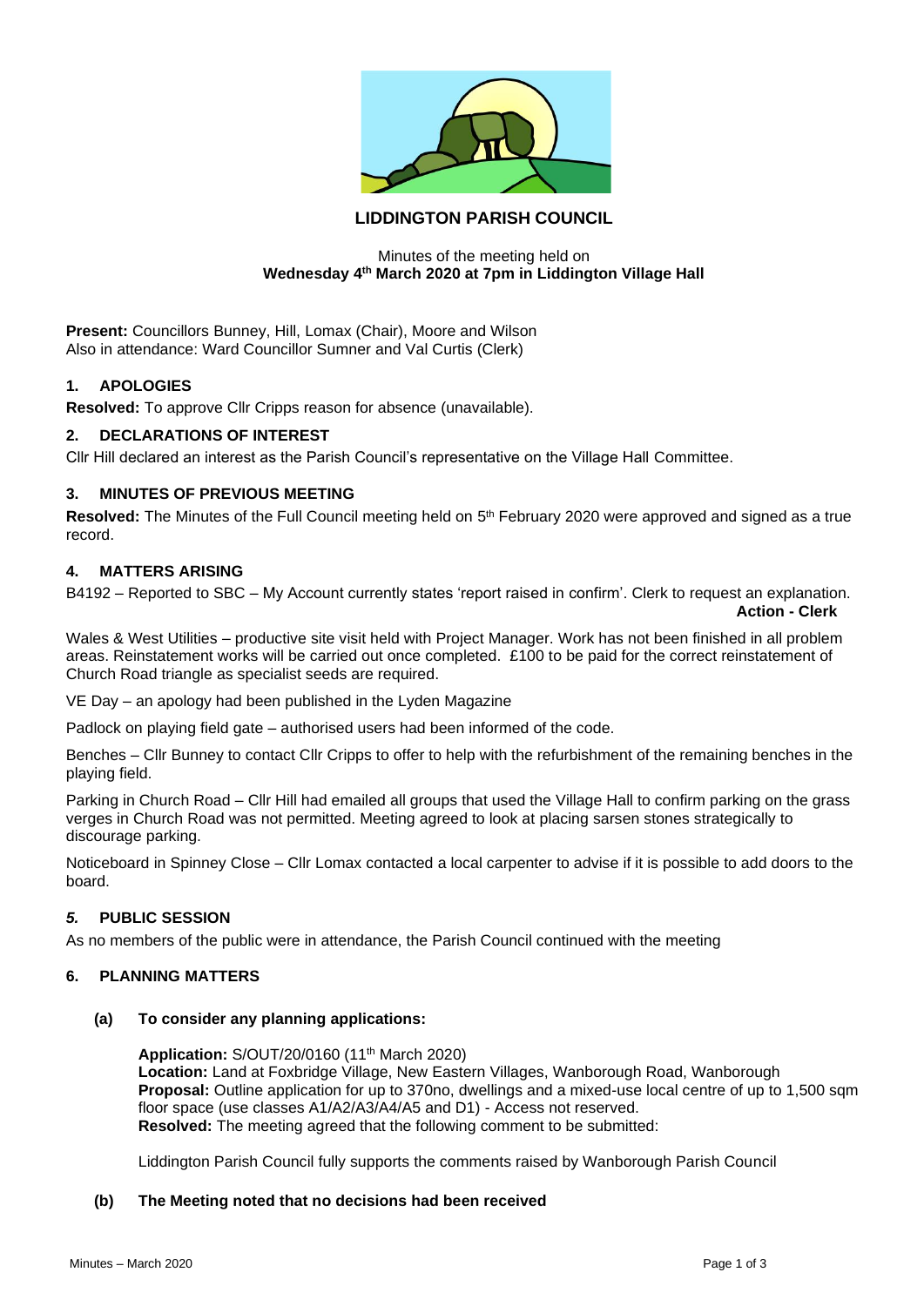# LIDDINGTON PARISH COUNCIL

Minutes of the meeting held on
**Wednesday 4th March 2020 at 7pm in Liddington Village Hall**

**Present:** Councillors Bunney, Hill, Lomax (Chair), Moore and Wilson
Also in attendance: Ward Councillor Sumner and Val Curtis (Clerk)

## 1. APOLOGIES

**Resolved:** To approve Cllr Cripps reason for absence (unavailable).

## 2. DECLARATIONS OF INTEREST

Cllr Hill declared an interest as the Parish Council's representative on the Village Hall Committee.

## 3. MINUTES OF PREVIOUS MEETING

**Resolved:** The Minutes of the Full Council meeting held on 5th February 2020 were approved and signed as a true record.

## 4. MATTERS ARISING

B4192 – Reported to SBC – My Account currently states 'report raised in confirm'. Clerk to request an explanation.
**Action - Clerk**

Wales & West Utilities – productive site visit held with Project Manager. Work has not been finished in all problem areas. Reinstatement works will be carried out once completed. £100 to be paid for the correct reinstatement of Church Road triangle as specialist seeds are required.

VE Day – an apology had been published in the Lyden Magazine

Padlock on playing field gate – authorised users had been informed of the code.

Benches – Cllr Bunney to contact Cllr Cripps to offer to help with the refurbishment of the remaining benches in the playing field.

Parking in Church Road – Cllr Hill had emailed all groups that used the Village Hall to confirm parking on the grass verges in Church Road was not permitted. Meeting agreed to look at placing sarsen stones strategically to discourage parking.

Noticeboard in Spinney Close – Cllr Lomax contacted a local carpenter to advise if it is possible to add doors to the board.

## *5.* PUBLIC SESSION

As no members of the public were in attendance, the Parish Council continued with the meeting

## 6. PLANNING MATTERS

### (a) To consider any planning applications:

**Application:** S/OUT/20/0160 (11th March 2020)
**Location:** Land at Foxbridge Village, New Eastern Villages, Wanborough Road, Wanborough
**Proposal:** Outline application for up to 370no, dwellings and a mixed-use local centre of up to 1,500 sqm floor space (use classes A1/A2/A3/A4/A5 and D1) - Access not reserved.
**Resolved:** The meeting agreed that the following comment to be submitted:

Liddington Parish Council fully supports the comments raised by Wanborough Parish Council

### (b) The Meeting noted that no decisions had been received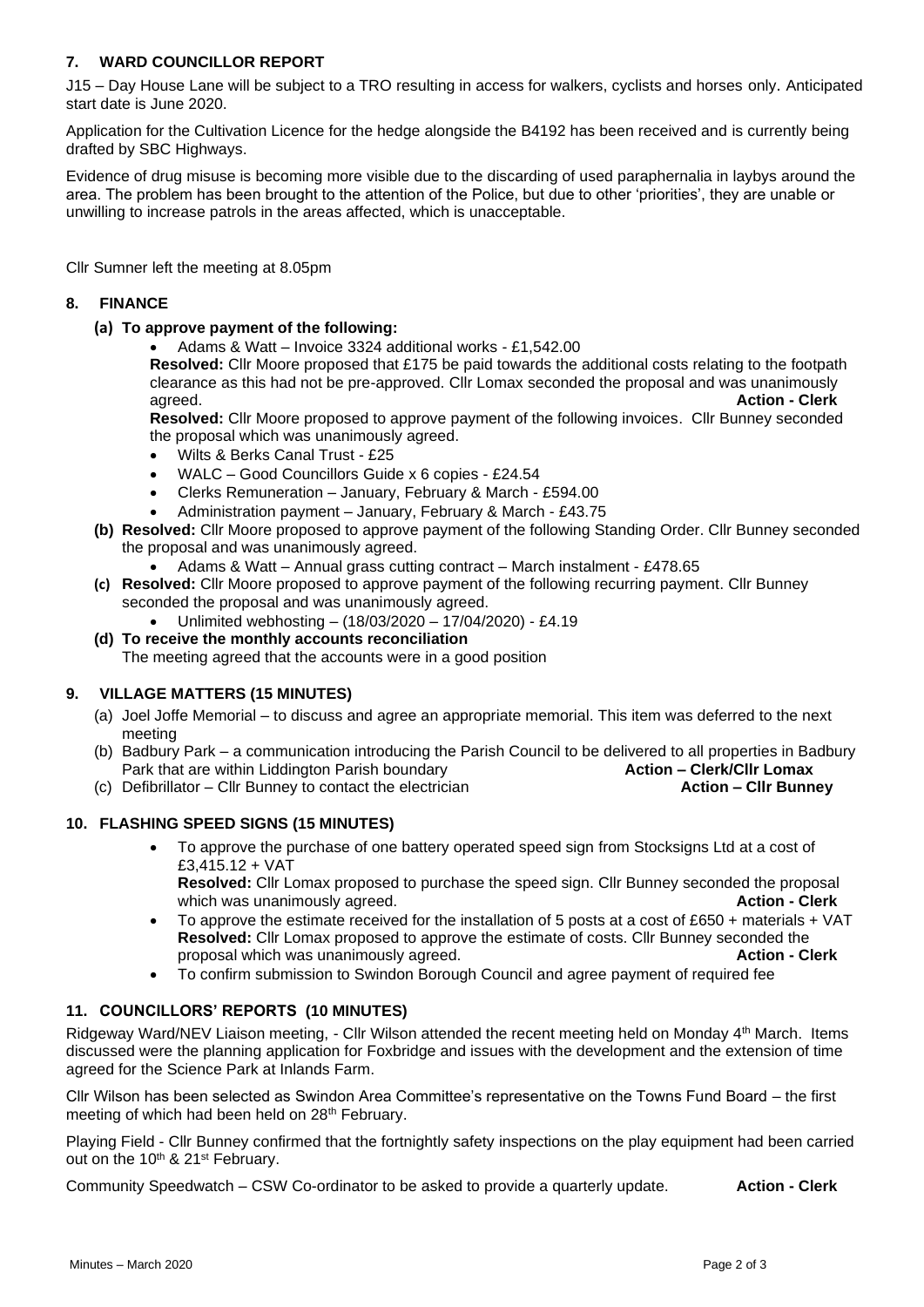## 7. WARD COUNCILLOR REPORT

J15 – Day House Lane will be subject to a TRO resulting in access for walkers, cyclists and horses only. Anticipated start date is June 2020.

Application for the Cultivation Licence for the hedge alongside the B4192 has been received and is currently being drafted by SBC Highways.

Evidence of drug misuse is becoming more visible due to the discarding of used paraphernalia in laybys around the area. The problem has been brought to the attention of the Police, but due to other 'priorities', they are unable or unwilling to increase patrols in the areas affected, which is unacceptable.

Cllr Sumner left the meeting at 8.05pm

## 8. FINANCE

**(a) To approve payment of the following:**

- Adams & Watt – Invoice 3324 additional works - £1,542.00

**Resolved:** Cllr Moore proposed that £175 be paid towards the additional costs relating to the footpath clearance as this had not be pre-approved. Cllr Lomax seconded the proposal and was unanimously agreed. **Action - Clerk**

**Resolved:** Cllr Moore proposed to approve payment of the following invoices. Cllr Bunney seconded the proposal which was unanimously agreed.

- Wilts & Berks Canal Trust - £25
- WALC – Good Councillors Guide x 6 copies - £24.54
- Clerks Remuneration – January, February & March - £594.00
- Administration payment – January, February & March - £43.75

**(b) Resolved:** Cllr Moore proposed to approve payment of the following Standing Order. Cllr Bunney seconded the proposal and was unanimously agreed.

- Adams & Watt – Annual grass cutting contract – March instalment - £478.65

**(c) Resolved:** Cllr Moore proposed to approve payment of the following recurring payment. Cllr Bunney seconded the proposal and was unanimously agreed.

- Unlimited webhosting – (18/03/2020 – 17/04/2020) - £4.19

**(d) To receive the monthly accounts reconciliation**

The meeting agreed that the accounts were in a good position

## 9. VILLAGE MATTERS (15 MINUTES)

(a) Joel Joffe Memorial – to discuss and agree an appropriate memorial. This item was deferred to the next meeting

(b) Badbury Park – a communication introducing the Parish Council to be delivered to all properties in Badbury Park that are within Liddington Parish boundary **Action – Clerk/Cllr Lomax**

(c) Defibrillator – Cllr Bunney to contact the electrician **Action – Cllr Bunney**

## 10. FLASHING SPEED SIGNS (15 MINUTES)

- To approve the purchase of one battery operated speed sign from Stocksigns Ltd at a cost of £3,415.12 + VAT

  **Resolved:** Cllr Lomax proposed to purchase the speed sign. Cllr Bunney seconded the proposal which was unanimously agreed. **Action - Clerk**

- To approve the estimate received for the installation of 5 posts at a cost of £650 + materials + VAT

  **Resolved:** Cllr Lomax proposed to approve the estimate of costs. Cllr Bunney seconded the proposal which was unanimously agreed. **Action - Clerk**

- To confirm submission to Swindon Borough Council and agree payment of required fee

## 11. COUNCILLORS' REPORTS (10 MINUTES)

Ridgeway Ward/NEV Liaison meeting, - Cllr Wilson attended the recent meeting held on Monday 4th March. Items discussed were the planning application for Foxbridge and issues with the development and the extension of time agreed for the Science Park at Inlands Farm.

Cllr Wilson has been selected as Swindon Area Committee's representative on the Towns Fund Board – the first meeting of which had been held on 28th February.

Playing Field - Cllr Bunney confirmed that the fortnightly safety inspections on the play equipment had been carried out on the 10th & 21st February.

Community Speedwatch – CSW Co-ordinator to be asked to provide a quarterly update. **Action - Clerk**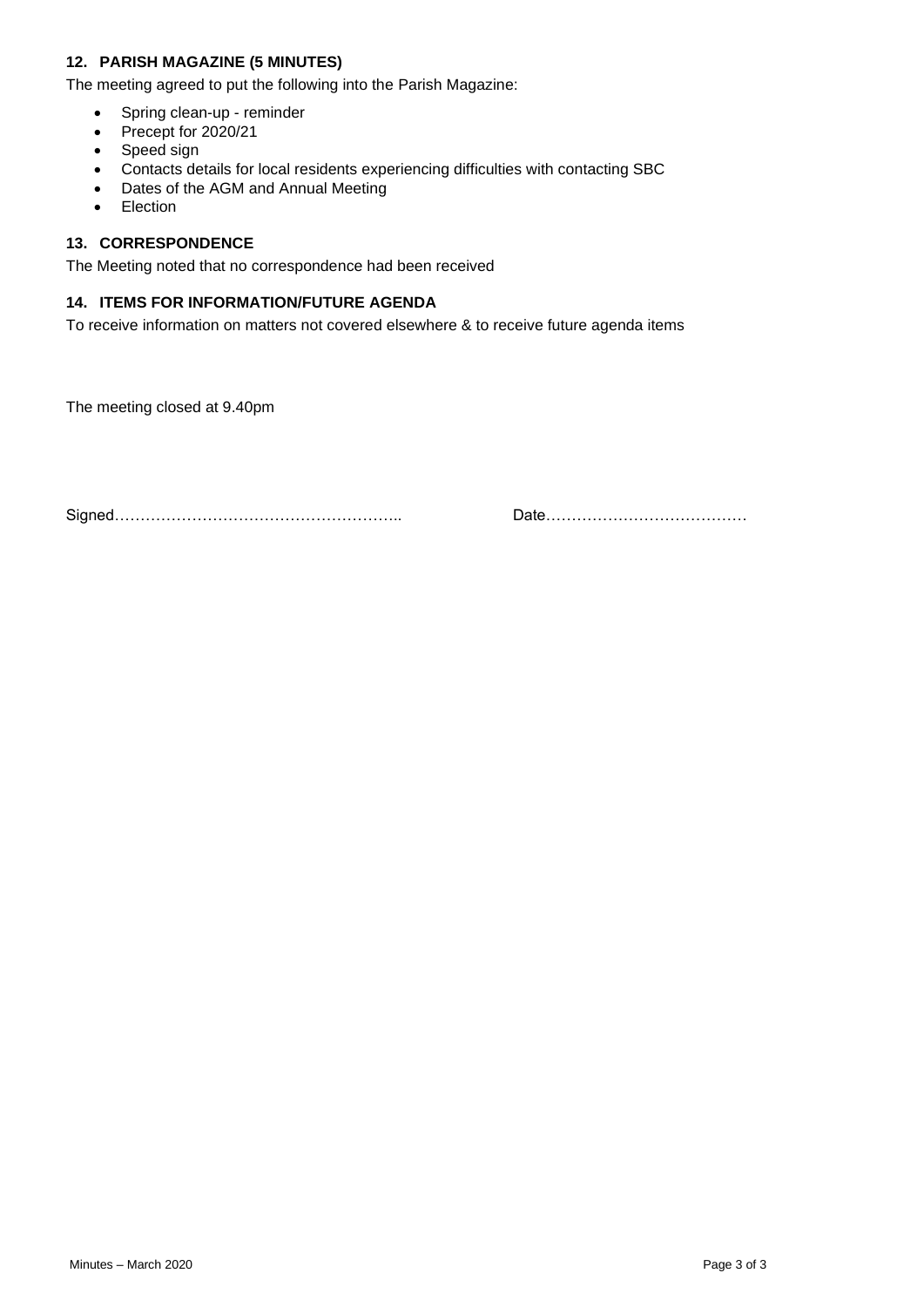### 12. PARISH MAGAZINE (5 MINUTES)

The meeting agreed to put the following into the Parish Magazine:

- Spring clean-up - reminder
- Precept for 2020/21
- Speed sign
- Contacts details for local residents experiencing difficulties with contacting SBC
- Dates of the AGM and Annual Meeting
- Election

### 13. CORRESPONDENCE

The Meeting noted that no correspondence had been received

### 14. ITEMS FOR INFORMATION/FUTURE AGENDA

To receive information on matters not covered elsewhere & to receive future agenda items

The meeting closed at 9.40pm

Signed……………………………………………….. Date…………………………………